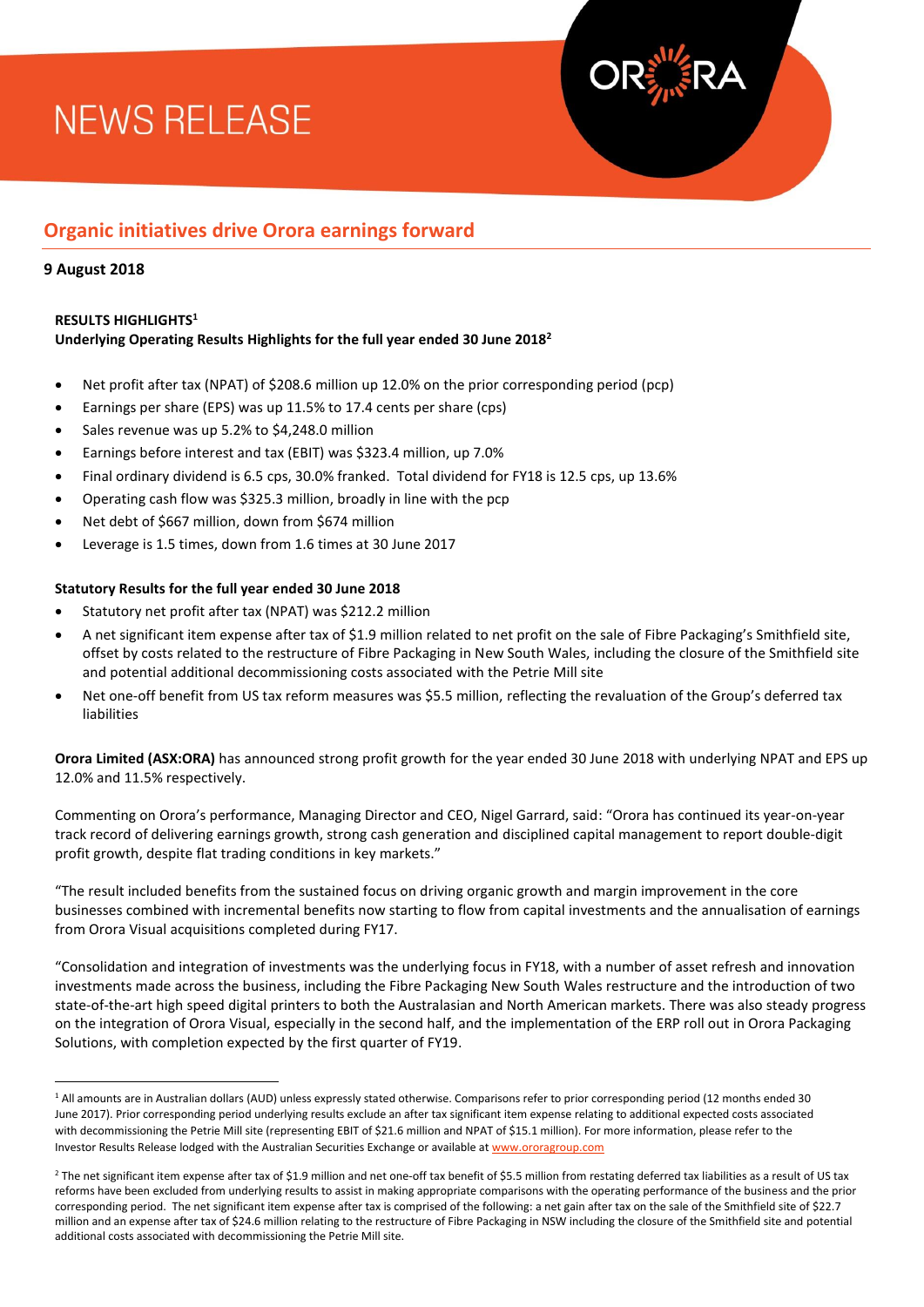# NEWS RELEASE

## Organic initiatives drive Orora earnings forward

**9 August 2018**

**RESULTS HIGHLIGHTS[1]**
**Underlying Operating Results Highlights for the full year ended 30 June 2018[2]**

- Net profit after tax (NPAT) of $208.6 million up 12.0% on the prior corresponding period (pcp)
- Earnings per share (EPS) was up 11.5% to 17.4 cents per share (cps)
- Sales revenue was up 5.2% to $4,248.0 million
- Earnings before interest and tax (EBIT) was $323.4 million, up 7.0%
- Final ordinary dividend is 6.5 cps, 30.0% franked. Total dividend for FY18 is 12.5 cps, up 13.6%
- Operating cash flow was $325.3 million, broadly in line with the pcp
- Net debt of $667 million, down from $674 million
- Leverage is 1.5 times, down from 1.6 times at 30 June 2017

**Statutory Results for the full year ended 30 June 2018**

- Statutory net profit after tax (NPAT) was $212.2 million
- A net significant item expense after tax of $1.9 million related to net profit on the sale of Fibre Packaging's Smithfield site, offset by costs related to the restructure of Fibre Packaging in New South Wales, including the closure of the Smithfield site and potential additional decommissioning costs associated with the Petrie Mill site
- Net one-off benefit from US tax reform measures was $5.5 million, reflecting the revaluation of the Group's deferred tax liabilities

**Orora Limited (ASX:ORA)** has announced strong profit growth for the year ended 30 June 2018 with underlying NPAT and EPS up 12.0% and 11.5% respectively.

Commenting on Orora's performance, Managing Director and CEO, Nigel Garrard, said: "Orora has continued its year-on-year track record of delivering earnings growth, strong cash generation and disciplined capital management to report double-digit profit growth, despite flat trading conditions in key markets."

"The result included benefits from the sustained focus on driving organic growth and margin improvement in the core businesses combined with incremental benefits now starting to flow from capital investments and the annualisation of earnings from Orora Visual acquisitions completed during FY17.

"Consolidation and integration of investments was the underlying focus in FY18, with a number of asset refresh and innovation investments made across the business, including the Fibre Packaging New South Wales restructure and the introduction of two state-of-the-art high speed digital printers to both the Australasian and North American markets. There was also steady progress on the integration of Orora Visual, especially in the second half, and the implementation of the ERP roll out in Orora Packaging Solutions, with completion expected by the first quarter of FY19.

---

[1] All amounts are in Australian dollars (AUD) unless expressly stated otherwise. Comparisons refer to prior corresponding period (12 months ended 30 June 2017). Prior corresponding period underlying results exclude an after tax significant item expense relating to additional expected costs associated with decommissioning the Petrie Mill site (representing EBIT of $21.6 million and NPAT of $15.1 million). For more information, please refer to the Investor Results Release lodged with the Australian Securities Exchange or available at www.ororagroup.com

[2] The net significant item expense after tax of $1.9 million and net one-off tax benefit of $5.5 million from restating deferred tax liabilities as a result of US tax reforms have been excluded from underlying results to assist in making appropriate comparisons with the operating performance of the business and the prior corresponding period. The net significant item expense after tax is comprised of the following: a net gain after tax on the sale of the Smithfield site of $22.7 million and an expense after tax of $24.6 million relating to the restructure of Fibre Packaging in NSW including the closure of the Smithfield site and potential additional costs associated with decommissioning the Petrie Mill site.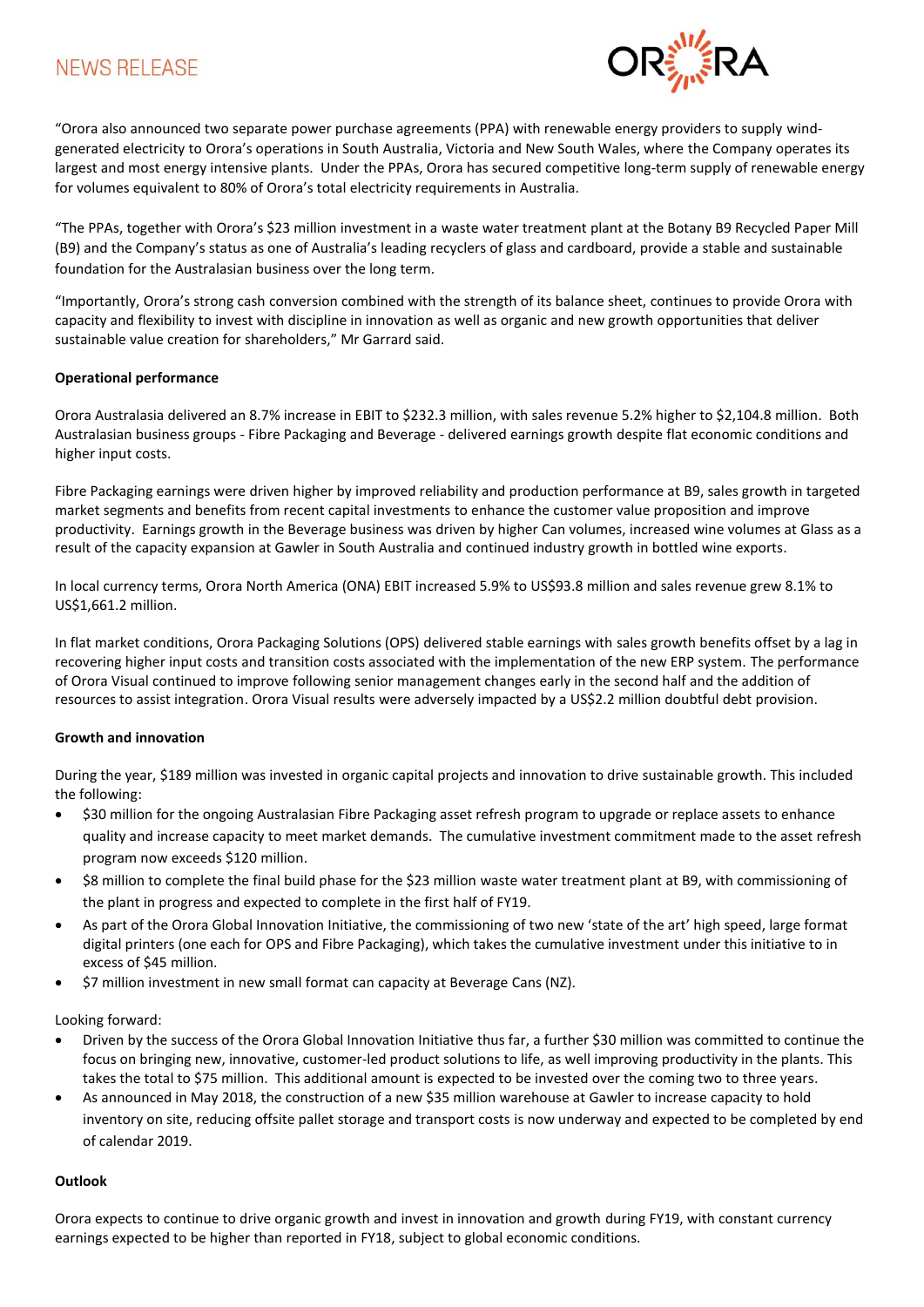"Orora also announced two separate power purchase agreements (PPA) with renewable energy providers to supply wind-generated electricity to Orora's operations in South Australia, Victoria and New South Wales, where the Company operates its largest and most energy intensive plants. Under the PPAs, Orora has secured competitive long-term supply of renewable energy for volumes equivalent to 80% of Orora's total electricity requirements in Australia.

"The PPAs, together with Orora's $23 million investment in a waste water treatment plant at the Botany B9 Recycled Paper Mill (B9) and the Company's status as one of Australia's leading recyclers of glass and cardboard, provide a stable and sustainable foundation for the Australasian business over the long term.

"Importantly, Orora's strong cash conversion combined with the strength of its balance sheet, continues to provide Orora with capacity and flexibility to invest with discipline in innovation as well as organic and new growth opportunities that deliver sustainable value creation for shareholders," Mr Garrard said.

**Operational performance**

Orora Australasia delivered an 8.7% increase in EBIT to $232.3 million, with sales revenue 5.2% higher to $2,104.8 million. Both Australasian business groups - Fibre Packaging and Beverage - delivered earnings growth despite flat economic conditions and higher input costs.

Fibre Packaging earnings were driven higher by improved reliability and production performance at B9, sales growth in targeted market segments and benefits from recent capital investments to enhance the customer value proposition and improve productivity. Earnings growth in the Beverage business was driven by higher Can volumes, increased wine volumes at Glass as a result of the capacity expansion at Gawler in South Australia and continued industry growth in bottled wine exports.

In local currency terms, Orora North America (ONA) EBIT increased 5.9% to US$93.8 million and sales revenue grew 8.1% to US$1,661.2 million.

In flat market conditions, Orora Packaging Solutions (OPS) delivered stable earnings with sales growth benefits offset by a lag in recovering higher input costs and transition costs associated with the implementation of the new ERP system. The performance of Orora Visual continued to improve following senior management changes early in the second half and the addition of resources to assist integration. Orora Visual results were adversely impacted by a US$2.2 million doubtful debt provision.

**Growth and innovation**

During the year, $189 million was invested in organic capital projects and innovation to drive sustainable growth. This included the following:

- $30 million for the ongoing Australasian Fibre Packaging asset refresh program to upgrade or replace assets to enhance quality and increase capacity to meet market demands. The cumulative investment commitment made to the asset refresh program now exceeds $120 million.
- $8 million to complete the final build phase for the $23 million waste water treatment plant at B9, with commissioning of the plant in progress and expected to complete in the first half of FY19.
- As part of the Orora Global Innovation Initiative, the commissioning of two new 'state of the art' high speed, large format digital printers (one each for OPS and Fibre Packaging), which takes the cumulative investment under this initiative to in excess of $45 million.
- $7 million investment in new small format can capacity at Beverage Cans (NZ).

Looking forward:

- Driven by the success of the Orora Global Innovation Initiative thus far, a further $30 million was committed to continue the focus on bringing new, innovative, customer-led product solutions to life, as well improving productivity in the plants. This takes the total to $75 million. This additional amount is expected to be invested over the coming two to three years.
- As announced in May 2018, the construction of a new $35 million warehouse at Gawler to increase capacity to hold inventory on site, reducing offsite pallet storage and transport costs is now underway and expected to be completed by end of calendar 2019.

**Outlook**

Orora expects to continue to drive organic growth and invest in innovation and growth during FY19, with constant currency earnings expected to be higher than reported in FY18, subject to global economic conditions.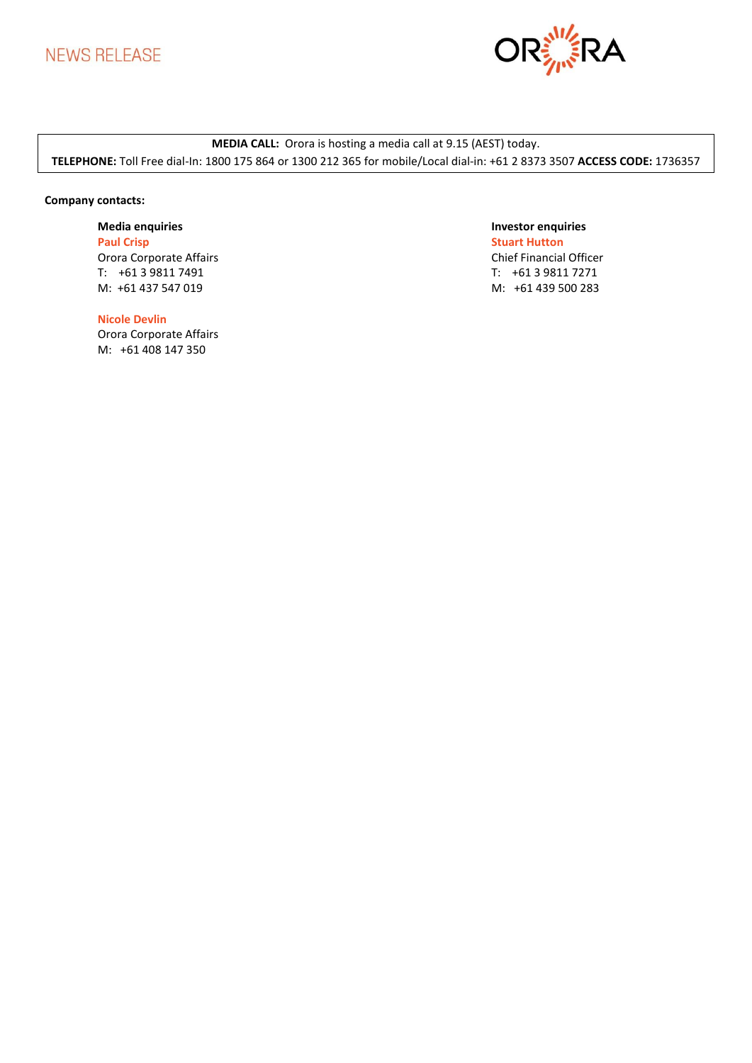NEWS RELEASE

ORORA

**MEDIA CALL:** Orora is hosting a media call at 9.15 (AEST) today.
**TELEPHONE:** Toll Free dial-In: 1800 175 864 or 1300 212 365 for mobile/Local dial-in: +61 2 8373 3507 **ACCESS CODE:** 1736357

**Company contacts:**

**Media enquiries**
**Paul Crisp**
Orora Corporate Affairs
T: +61 3 9811 7491
M: +61 437 547 019

**Nicole Devlin**
Orora Corporate Affairs
M: +61 408 147 350

**Investor enquiries**
**Stuart Hutton**
Chief Financial Officer
T: +61 3 9811 7271
M: +61 439 500 283